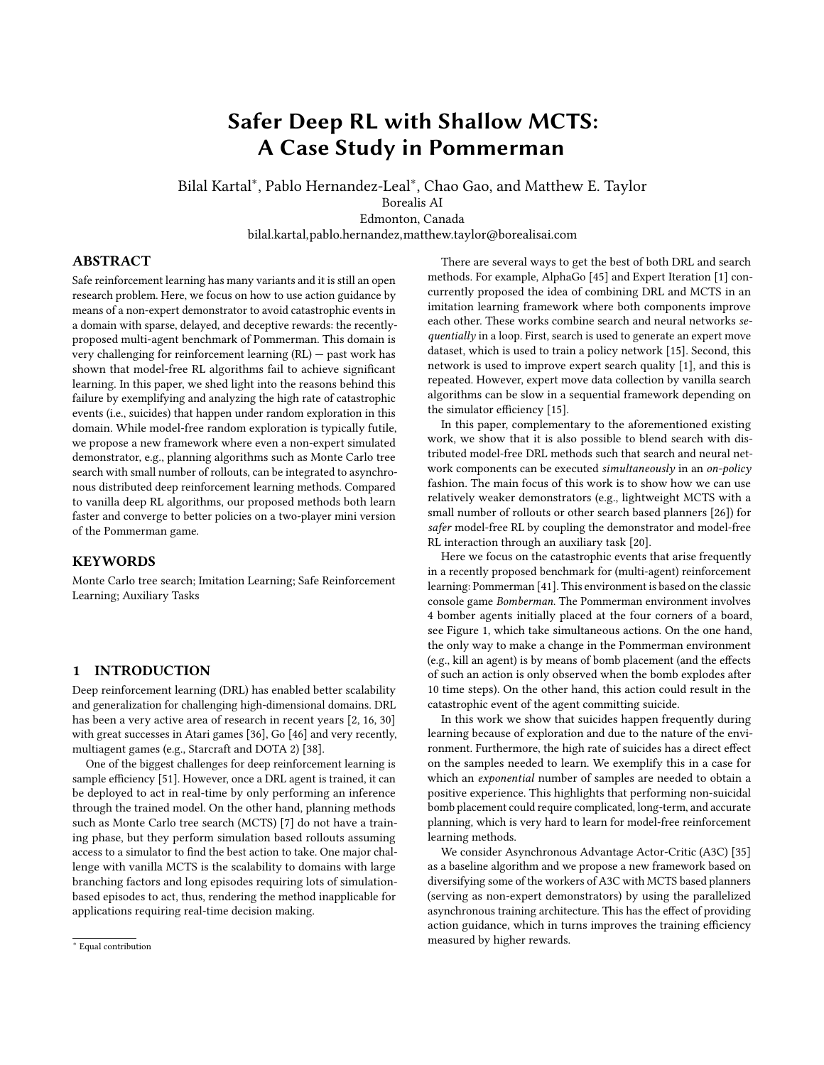# Safer Deep RL with Shallow MCTS: A Case Study in Pommerman

Bilal Kartal*, Pablo Hernandez-Leal*, Chao Gao, and Matthew E. Taylor

Borealis AI

Edmonton, Canada

bilal.kartal,pablo.hernandez,matthew.taylor@borealisai.com

## ABSTRACT

Safe reinforcement learning has many variants and it is still an open research problem. Here, we focus on how to use action guidance by means of a non-expert demonstrator to avoid catastrophic events in a domain with sparse, delayed, and deceptive rewards: the recently-proposed multi-agent benchmark of Pommerman. This domain is very challenging for reinforcement learning (RL) — past work has shown that model-free RL algorithms fail to achieve significant learning. In this paper, we shed light into the reasons behind this failure by exemplifying and analyzing the high rate of catastrophic events (i.e., suicides) that happen under random exploration in this domain. While model-free random exploration is typically futile, we propose a new framework where even a non-expert simulated demonstrator, e.g., planning algorithms such as Monte Carlo tree search with small number of rollouts, can be integrated to asynchronous distributed deep reinforcement learning methods. Compared to vanilla deep RL algorithms, our proposed methods both learn faster and converge to better policies on a two-player mini version of the Pommerman game.

## KEYWORDS

Monte Carlo tree search; Imitation Learning; Safe Reinforcement Learning; Auxiliary Tasks

## 1 INTRODUCTION

Deep reinforcement learning (DRL) has enabled better scalability and generalization for challenging high-dimensional domains. DRL has been a very active area of research in recent years [2, 16, 30] with great successes in Atari games [36], Go [46] and very recently, multiagent games (e.g., Starcraft and DOTA 2) [38].

One of the biggest challenges for deep reinforcement learning is sample efficiency [51]. However, once a DRL agent is trained, it can be deployed to act in real-time by only performing an inference through the trained model. On the other hand, planning methods such as Monte Carlo tree search (MCTS) [7] do not have a training phase, but they perform simulation based rollouts assuming access to a simulator to find the best action to take. One major challenge with vanilla MCTS is the scalability to domains with large branching factors and long episodes requiring lots of simulation-based episodes to act, thus, rendering the method inapplicable for applications requiring real-time decision making.

There are several ways to get the best of both DRL and search methods. For example, AlphaGo [45] and Expert Iteration [1] concurrently proposed the idea of combining DRL and MCTS in an imitation learning framework where both components improve each other. These works combine search and neural networks *sequentially* in a loop. First, search is used to generate an expert move dataset, which is used to train a policy network [15]. Second, this network is used to improve expert search quality [1], and this is repeated. However, expert move data collection by vanilla search algorithms can be slow in a sequential framework depending on the simulator efficiency [15].

In this paper, complementary to the aforementioned existing work, we show that it is also possible to blend search with distributed model-free DRL methods such that search and neural network components can be executed *simultaneously* in an *on-policy* fashion. The main focus of this work is to show how we can use relatively weaker demonstrators (e.g., lightweight MCTS with a small number of rollouts or other search based planners [26]) for *safer* model-free RL by coupling the demonstrator and model-free RL interaction through an auxiliary task [20].

Here we focus on the catastrophic events that arise frequently in a recently proposed benchmark for (multi-agent) reinforcement learning: Pommerman [41]. This environment is based on the classic console game *Bomberman*. The Pommerman environment involves 4 bomber agents initially placed at the four corners of a board, see Figure 1, which take simultaneous actions. On the one hand, the only way to make a change in the Pommerman environment (e.g., kill an agent) is by means of bomb placement (and the effects of such an action is only observed when the bomb explodes after 10 time steps). On the other hand, this action could result in the catastrophic event of the agent committing suicide.

In this work we show that suicides happen frequently during learning because of exploration and due to the nature of the environment. Furthermore, the high rate of suicides has a direct effect on the samples needed to learn. We exemplify this in a case for which an *exponential* number of samples are needed to obtain a positive experience. This highlights that performing non-suicidal bomb placement could require complicated, long-term, and accurate planning, which is very hard to learn for model-free reinforcement learning methods.

We consider Asynchronous Advantage Actor-Critic (A3C) [35] as a baseline algorithm and we propose a new framework based on diversifying some of the workers of A3C with MCTS based planners (serving as non-expert demonstrators) by using the parallelized asynchronous training architecture. This has the effect of providing action guidance, which in turns improves the training efficiency measured by higher rewards.

* Equal contribution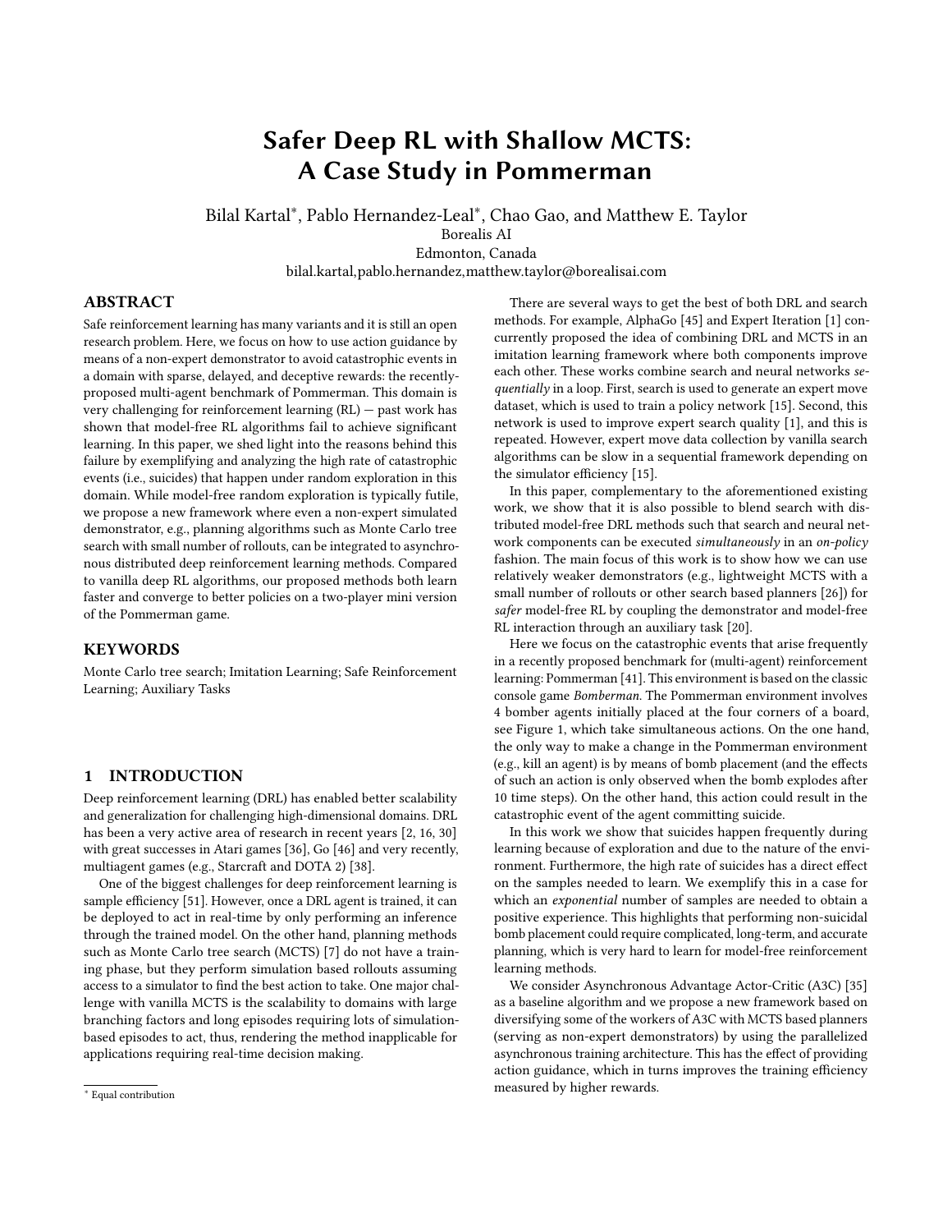# Safer Deep RL with Shallow MCTS: A Case Study in Pommerman

Bilal Kartal*, Pablo Hernandez-Leal*, Chao Gao, and Matthew E. Taylor

Borealis AI

Edmonton, Canada

bilal.kartal,pablo.hernandez,matthew.taylor@borealisai.com

## ABSTRACT

Safe reinforcement learning has many variants and it is still an open research problem. Here, we focus on how to use action guidance by means of a non-expert demonstrator to avoid catastrophic events in a domain with sparse, delayed, and deceptive rewards: the recently-proposed multi-agent benchmark of Pommerman. This domain is very challenging for reinforcement learning (RL) — past work has shown that model-free RL algorithms fail to achieve significant learning. In this paper, we shed light into the reasons behind this failure by exemplifying and analyzing the high rate of catastrophic events (i.e., suicides) that happen under random exploration in this domain. While model-free random exploration is typically futile, we propose a new framework where even a non-expert simulated demonstrator, e.g., planning algorithms such as Monte Carlo tree search with small number of rollouts, can be integrated to asynchronous distributed deep reinforcement learning methods. Compared to vanilla deep RL algorithms, our proposed methods both learn faster and converge to better policies on a two-player mini version of the Pommerman game.

## KEYWORDS

Monte Carlo tree search; Imitation Learning; Safe Reinforcement Learning; Auxiliary Tasks

## 1 INTRODUCTION

Deep reinforcement learning (DRL) has enabled better scalability and generalization for challenging high-dimensional domains. DRL has been a very active area of research in recent years [2, 16, 30] with great successes in Atari games [36], Go [46] and very recently, multiagent games (e.g., Starcraft and DOTA 2) [38].

One of the biggest challenges for deep reinforcement learning is sample efficiency [51]. However, once a DRL agent is trained, it can be deployed to act in real-time by only performing an inference through the trained model. On the other hand, planning methods such as Monte Carlo tree search (MCTS) [7] do not have a training phase, but they perform simulation based rollouts assuming access to a simulator to find the best action to take. One major challenge with vanilla MCTS is the scalability to domains with large branching factors and long episodes requiring lots of simulation-based episodes to act, thus, rendering the method inapplicable for applications requiring real-time decision making.

There are several ways to get the best of both DRL and search methods. For example, AlphaGo [45] and Expert Iteration [1] concurrently proposed the idea of combining DRL and MCTS in an imitation learning framework where both components improve each other. These works combine search and neural networks *sequentially* in a loop. First, search is used to generate an expert move dataset, which is used to train a policy network [15]. Second, this network is used to improve expert search quality [1], and this is repeated. However, expert move data collection by vanilla search algorithms can be slow in a sequential framework depending on the simulator efficiency [15].

In this paper, complementary to the aforementioned existing work, we show that it is also possible to blend search with distributed model-free DRL methods such that search and neural network components can be executed *simultaneously* in an *on-policy* fashion. The main focus of this work is to show how we can use relatively weaker demonstrators (e.g., lightweight MCTS with a small number of rollouts or other search based planners [26]) for *safer* model-free RL by coupling the demonstrator and model-free RL interaction through an auxiliary task [20].

Here we focus on the catastrophic events that arise frequently in a recently proposed benchmark for (multi-agent) reinforcement learning: Pommerman [41]. This environment is based on the classic console game *Bomberman*. The Pommerman environment involves 4 bomber agents initially placed at the four corners of a board, see Figure 1, which take simultaneous actions. On the one hand, the only way to make a change in the Pommerman environment (e.g., kill an agent) is by means of bomb placement (and the effects of such an action is only observed when the bomb explodes after 10 time steps). On the other hand, this action could result in the catastrophic event of the agent committing suicide.

In this work we show that suicides happen frequently during learning because of exploration and due to the nature of the environment. Furthermore, the high rate of suicides has a direct effect on the samples needed to learn. We exemplify this in a case for which an *exponential* number of samples are needed to obtain a positive experience. This highlights that performing non-suicidal bomb placement could require complicated, long-term, and accurate planning, which is very hard to learn for model-free reinforcement learning methods.

We consider Asynchronous Advantage Actor-Critic (A3C) [35] as a baseline algorithm and we propose a new framework based on diversifying some of the workers of A3C with MCTS based planners (serving as non-expert demonstrators) by using the parallelized asynchronous training architecture. This has the effect of providing action guidance, which in turns improves the training efficiency measured by higher rewards.

* Equal contribution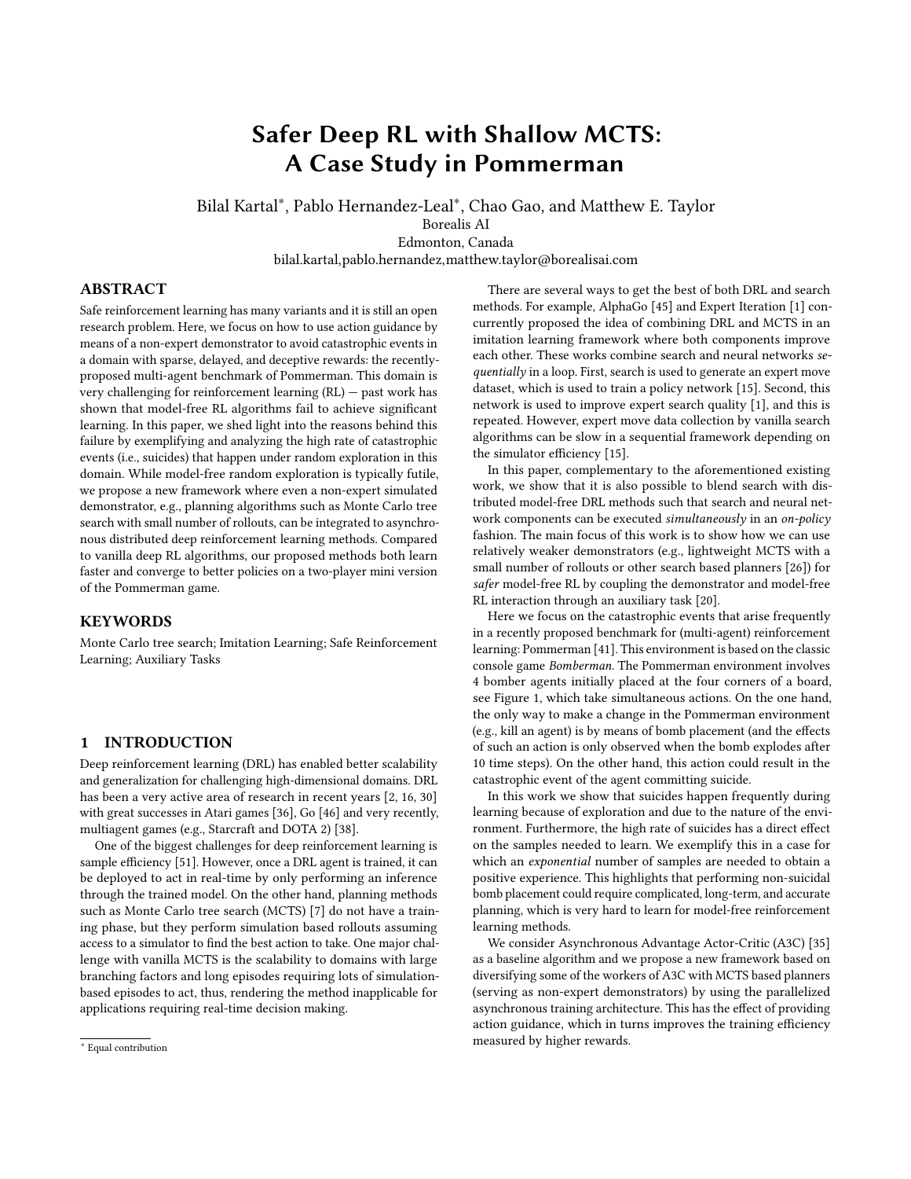# Safer Deep RL with Shallow MCTS: A Case Study in Pommerman

Bilal Kartal*, Pablo Hernandez-Leal*, Chao Gao, and Matthew E. Taylor

Borealis AI

Edmonton, Canada

bilal.kartal,pablo.hernandez,matthew.taylor@borealisai.com

## ABSTRACT

Safe reinforcement learning has many variants and it is still an open research problem. Here, we focus on how to use action guidance by means of a non-expert demonstrator to avoid catastrophic events in a domain with sparse, delayed, and deceptive rewards: the recently-proposed multi-agent benchmark of Pommerman. This domain is very challenging for reinforcement learning (RL) — past work has shown that model-free RL algorithms fail to achieve significant learning. In this paper, we shed light into the reasons behind this failure by exemplifying and analyzing the high rate of catastrophic events (i.e., suicides) that happen under random exploration in this domain. While model-free random exploration is typically futile, we propose a new framework where even a non-expert simulated demonstrator, e.g., planning algorithms such as Monte Carlo tree search with small number of rollouts, can be integrated to asynchronous distributed deep reinforcement learning methods. Compared to vanilla deep RL algorithms, our proposed methods both learn faster and converge to better policies on a two-player mini version of the Pommerman game.

## KEYWORDS

Monte Carlo tree search; Imitation Learning; Safe Reinforcement Learning; Auxiliary Tasks

## 1 INTRODUCTION

Deep reinforcement learning (DRL) has enabled better scalability and generalization for challenging high-dimensional domains. DRL has been a very active area of research in recent years [2, 16, 30] with great successes in Atari games [36], Go [46] and very recently, multiagent games (e.g., Starcraft and DOTA 2) [38].

One of the biggest challenges for deep reinforcement learning is sample efficiency [51]. However, once a DRL agent is trained, it can be deployed to act in real-time by only performing an inference through the trained model. On the other hand, planning methods such as Monte Carlo tree search (MCTS) [7] do not have a training phase, but they perform simulation based rollouts assuming access to a simulator to find the best action to take. One major challenge with vanilla MCTS is the scalability to domains with large branching factors and long episodes requiring lots of simulation-based episodes to act, thus, rendering the method inapplicable for applications requiring real-time decision making.

There are several ways to get the best of both DRL and search methods. For example, AlphaGo [45] and Expert Iteration [1] concurrently proposed the idea of combining DRL and MCTS in an imitation learning framework where both components improve each other. These works combine search and neural networks *sequentially* in a loop. First, search is used to generate an expert move dataset, which is used to train a policy network [15]. Second, this network is used to improve expert search quality [1], and this is repeated. However, expert move data collection by vanilla search algorithms can be slow in a sequential framework depending on the simulator efficiency [15].

In this paper, complementary to the aforementioned existing work, we show that it is also possible to blend search with distributed model-free DRL methods such that search and neural network components can be executed *simultaneously* in an *on-policy* fashion. The main focus of this work is to show how we can use relatively weaker demonstrators (e.g., lightweight MCTS with a small number of rollouts or other search based planners [26]) for *safer* model-free RL by coupling the demonstrator and model-free RL interaction through an auxiliary task [20].

Here we focus on the catastrophic events that arise frequently in a recently proposed benchmark for (multi-agent) reinforcement learning: Pommerman [41]. This environment is based on the classic console game *Bomberman*. The Pommerman environment involves 4 bomber agents initially placed at the four corners of a board, see Figure 1, which take simultaneous actions. On the one hand, the only way to make a change in the Pommerman environment (e.g., kill an agent) is by means of bomb placement (and the effects of such an action is only observed when the bomb explodes after 10 time steps). On the other hand, this action could result in the catastrophic event of the agent committing suicide.

In this work we show that suicides happen frequently during learning because of exploration and due to the nature of the environment. Furthermore, the high rate of suicides has a direct effect on the samples needed to learn. We exemplify this in a case for which an *exponential* number of samples are needed to obtain a positive experience. This highlights that performing non-suicidal bomb placement could require complicated, long-term, and accurate planning, which is very hard to learn for model-free reinforcement learning methods.

We consider Asynchronous Advantage Actor-Critic (A3C) [35] as a baseline algorithm and we propose a new framework based on diversifying some of the workers of A3C with MCTS based planners (serving as non-expert demonstrators) by using the parallelized asynchronous training architecture. This has the effect of providing action guidance, which in turns improves the training efficiency measured by higher rewards.

* Equal contribution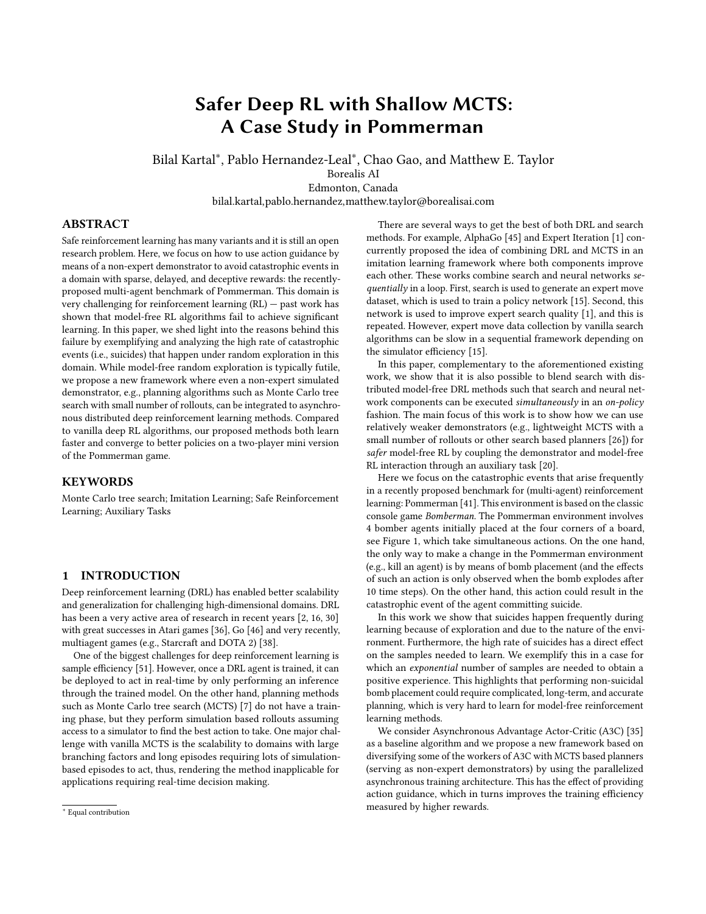# Safer Deep RL with Shallow MCTS: A Case Study in Pommerman

Bilal Kartal*, Pablo Hernandez-Leal*, Chao Gao, and Matthew E. Taylor

Borealis AI

Edmonton, Canada

bilal.kartal,pablo.hernandez,matthew.taylor@borealisai.com

## ABSTRACT

Safe reinforcement learning has many variants and it is still an open research problem. Here, we focus on how to use action guidance by means of a non-expert demonstrator to avoid catastrophic events in a domain with sparse, delayed, and deceptive rewards: the recently-proposed multi-agent benchmark of Pommerman. This domain is very challenging for reinforcement learning (RL) — past work has shown that model-free RL algorithms fail to achieve significant learning. In this paper, we shed light into the reasons behind this failure by exemplifying and analyzing the high rate of catastrophic events (i.e., suicides) that happen under random exploration in this domain. While model-free random exploration is typically futile, we propose a new framework where even a non-expert simulated demonstrator, e.g., planning algorithms such as Monte Carlo tree search with small number of rollouts, can be integrated to asynchronous distributed deep reinforcement learning methods. Compared to vanilla deep RL algorithms, our proposed methods both learn faster and converge to better policies on a two-player mini version of the Pommerman game.

## KEYWORDS

Monte Carlo tree search; Imitation Learning; Safe Reinforcement Learning; Auxiliary Tasks

## 1 INTRODUCTION

Deep reinforcement learning (DRL) has enabled better scalability and generalization for challenging high-dimensional domains. DRL has been a very active area of research in recent years [2, 16, 30] with great successes in Atari games [36], Go [46] and very recently, multiagent games (e.g., Starcraft and DOTA 2) [38].

One of the biggest challenges for deep reinforcement learning is sample efficiency [51]. However, once a DRL agent is trained, it can be deployed to act in real-time by only performing an inference through the trained model. On the other hand, planning methods such as Monte Carlo tree search (MCTS) [7] do not have a training phase, but they perform simulation based rollouts assuming access to a simulator to find the best action to take. One major challenge with vanilla MCTS is the scalability to domains with large branching factors and long episodes requiring lots of simulation-based episodes to act, thus, rendering the method inapplicable for applications requiring real-time decision making.

There are several ways to get the best of both DRL and search methods. For example, AlphaGo [45] and Expert Iteration [1] concurrently proposed the idea of combining DRL and MCTS in an imitation learning framework where both components improve each other. These works combine search and neural networks *sequentially* in a loop. First, search is used to generate an expert move dataset, which is used to train a policy network [15]. Second, this network is used to improve expert search quality [1], and this is repeated. However, expert move data collection by vanilla search algorithms can be slow in a sequential framework depending on the simulator efficiency [15].

In this paper, complementary to the aforementioned existing work, we show that it is also possible to blend search with distributed model-free DRL methods such that search and neural network components can be executed *simultaneously* in an *on-policy* fashion. The main focus of this work is to show how we can use relatively weaker demonstrators (e.g., lightweight MCTS with a small number of rollouts or other search based planners [26]) for *safer* model-free RL by coupling the demonstrator and model-free RL interaction through an auxiliary task [20].

Here we focus on the catastrophic events that arise frequently in a recently proposed benchmark for (multi-agent) reinforcement learning: Pommerman [41]. This environment is based on the classic console game *Bomberman*. The Pommerman environment involves 4 bomber agents initially placed at the four corners of a board, see Figure 1, which take simultaneous actions. On the one hand, the only way to make a change in the Pommerman environment (e.g., kill an agent) is by means of bomb placement (and the effects of such an action is only observed when the bomb explodes after 10 time steps). On the other hand, this action could result in the catastrophic event of the agent committing suicide.

In this work we show that suicides happen frequently during learning because of exploration and due to the nature of the environment. Furthermore, the high rate of suicides has a direct effect on the samples needed to learn. We exemplify this in a case for which an *exponential* number of samples are needed to obtain a positive experience. This highlights that performing non-suicidal bomb placement could require complicated, long-term, and accurate planning, which is very hard to learn for model-free reinforcement learning methods.

We consider Asynchronous Advantage Actor-Critic (A3C) [35] as a baseline algorithm and we propose a new framework based on diversifying some of the workers of A3C with MCTS based planners (serving as non-expert demonstrators) by using the parallelized asynchronous training architecture. This has the effect of providing action guidance, which in turns improves the training efficiency measured by higher rewards.

* Equal contribution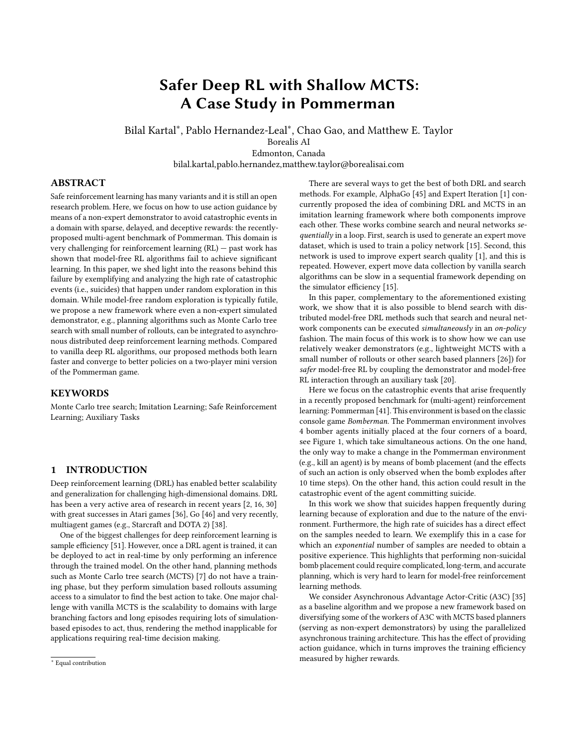# Safer Deep RL with Shallow MCTS: A Case Study in Pommerman

Bilal Kartal*, Pablo Hernandez-Leal*, Chao Gao, and Matthew E. Taylor
Borealis AI
Edmonton, Canada
bilal.kartal,pablo.hernandez,matthew.taylor@borealisai.com

## ABSTRACT

Safe reinforcement learning has many variants and it is still an open research problem. Here, we focus on how to use action guidance by means of a non-expert demonstrator to avoid catastrophic events in a domain with sparse, delayed, and deceptive rewards: the recently-proposed multi-agent benchmark of Pommerman. This domain is very challenging for reinforcement learning (RL) — past work has shown that model-free RL algorithms fail to achieve significant learning. In this paper, we shed light into the reasons behind this failure by exemplifying and analyzing the high rate of catastrophic events (i.e., suicides) that happen under random exploration in this domain. While model-free random exploration is typically futile, we propose a new framework where even a non-expert simulated demonstrator, e.g., planning algorithms such as Monte Carlo tree search with small number of rollouts, can be integrated to asynchronous distributed deep reinforcement learning methods. Compared to vanilla deep RL algorithms, our proposed methods both learn faster and converge to better policies on a two-player mini version of the Pommerman game.

## KEYWORDS

Monte Carlo tree search; Imitation Learning; Safe Reinforcement Learning; Auxiliary Tasks

## 1 INTRODUCTION

Deep reinforcement learning (DRL) has enabled better scalability and generalization for challenging high-dimensional domains. DRL has been a very active area of research in recent years [2, 16, 30] with great successes in Atari games [36], Go [46] and very recently, multiagent games (e.g., Starcraft and DOTA 2) [38].

One of the biggest challenges for deep reinforcement learning is sample efficiency [51]. However, once a DRL agent is trained, it can be deployed to act in real-time by only performing an inference through the trained model. On the other hand, planning methods such as Monte Carlo tree search (MCTS) [7] do not have a training phase, but they perform simulation based rollouts assuming access to a simulator to find the best action to take. One major challenge with vanilla MCTS is the scalability to domains with large branching factors and long episodes requiring lots of simulation-based episodes to act, thus, rendering the method inapplicable for applications requiring real-time decision making.

There are several ways to get the best of both DRL and search methods. For example, AlphaGo [45] and Expert Iteration [1] concurrently proposed the idea of combining DRL and MCTS in an imitation learning framework where both components improve each other. These works combine search and neural networks *sequentially* in a loop. First, search is used to generate an expert move dataset, which is used to train a policy network [15]. Second, this network is used to improve expert search quality [1], and this is repeated. However, expert move data collection by vanilla search algorithms can be slow in a sequential framework depending on the simulator efficiency [15].

In this paper, complementary to the aforementioned existing work, we show that it is also possible to blend search with distributed model-free DRL methods such that search and neural network components can be executed *simultaneously* in an *on-policy* fashion. The main focus of this work is to show how we can use relatively weaker demonstrators (e.g., lightweight MCTS with a small number of rollouts or other search based planners [26]) for *safer* model-free RL by coupling the demonstrator and model-free RL interaction through an auxiliary task [20].

Here we focus on the catastrophic events that arise frequently in a recently proposed benchmark for (multi-agent) reinforcement learning: Pommerman [41]. This environment is based on the classic console game *Bomberman*. The Pommerman environment involves 4 bomber agents initially placed at the four corners of a board, see Figure 1, which take simultaneous actions. On the one hand, the only way to make a change in the Pommerman environment (e.g., kill an agent) is by means of bomb placement (and the effects of such an action is only observed when the bomb explodes after 10 time steps). On the other hand, this action could result in the catastrophic event of the agent committing suicide.

In this work we show that suicides happen frequently during learning because of exploration and due to the nature of the environment. Furthermore, the high rate of suicides has a direct effect on the samples needed to learn. We exemplify this in a case for which an *exponential* number of samples are needed to obtain a positive experience. This highlights that performing non-suicidal bomb placement could require complicated, long-term, and accurate planning, which is very hard to learn for model-free reinforcement learning methods.

We consider Asynchronous Advantage Actor-Critic (A3C) [35] as a baseline algorithm and we propose a new framework based on diversifying some of the workers of A3C with MCTS based planners (serving as non-expert demonstrators) by using the parallelized asynchronous training architecture. This has the effect of providing action guidance, which in turns improves the training efficiency measured by higher rewards.

* Equal contribution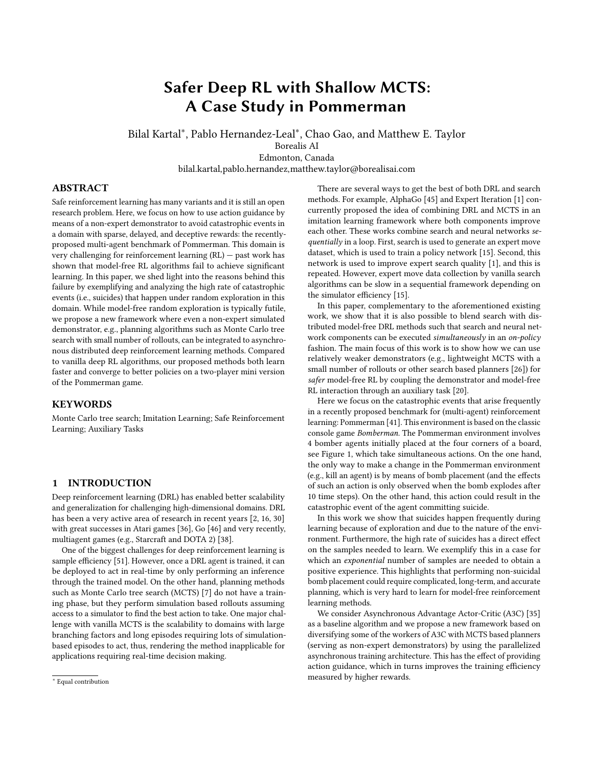# Safer Deep RL with Shallow MCTS: A Case Study in Pommerman

Bilal Kartal*, Pablo Hernandez-Leal*, Chao Gao, and Matthew E. Taylor

Borealis AI

Edmonton, Canada

bilal.kartal,pablo.hernandez,matthew.taylor@borealisai.com

## ABSTRACT

Safe reinforcement learning has many variants and it is still an open research problem. Here, we focus on how to use action guidance by means of a non-expert demonstrator to avoid catastrophic events in a domain with sparse, delayed, and deceptive rewards: the recently-proposed multi-agent benchmark of Pommerman. This domain is very challenging for reinforcement learning (RL) — past work has shown that model-free RL algorithms fail to achieve significant learning. In this paper, we shed light into the reasons behind this failure by exemplifying and analyzing the high rate of catastrophic events (i.e., suicides) that happen under random exploration in this domain. While model-free random exploration is typically futile, we propose a new framework where even a non-expert simulated demonstrator, e.g., planning algorithms such as Monte Carlo tree search with small number of rollouts, can be integrated to asynchronous distributed deep reinforcement learning methods. Compared to vanilla deep RL algorithms, our proposed methods both learn faster and converge to better policies on a two-player mini version of the Pommerman game.

## KEYWORDS

Monte Carlo tree search; Imitation Learning; Safe Reinforcement Learning; Auxiliary Tasks

## 1 INTRODUCTION

Deep reinforcement learning (DRL) has enabled better scalability and generalization for challenging high-dimensional domains. DRL has been a very active area of research in recent years [2, 16, 30] with great successes in Atari games [36], Go [46] and very recently, multiagent games (e.g., Starcraft and DOTA 2) [38].

One of the biggest challenges for deep reinforcement learning is sample efficiency [51]. However, once a DRL agent is trained, it can be deployed to act in real-time by only performing an inference through the trained model. On the other hand, planning methods such as Monte Carlo tree search (MCTS) [7] do not have a training phase, but they perform simulation based rollouts assuming access to a simulator to find the best action to take. One major challenge with vanilla MCTS is the scalability to domains with large branching factors and long episodes requiring lots of simulation-based episodes to act, thus, rendering the method inapplicable for applications requiring real-time decision making.

There are several ways to get the best of both DRL and search methods. For example, AlphaGo [45] and Expert Iteration [1] concurrently proposed the idea of combining DRL and MCTS in an imitation learning framework where both components improve each other. These works combine search and neural networks *sequentially* in a loop. First, search is used to generate an expert move dataset, which is used to train a policy network [15]. Second, this network is used to improve expert search quality [1], and this is repeated. However, expert move data collection by vanilla search algorithms can be slow in a sequential framework depending on the simulator efficiency [15].

In this paper, complementary to the aforementioned existing work, we show that it is also possible to blend search with distributed model-free DRL methods such that search and neural network components can be executed *simultaneously* in an *on-policy* fashion. The main focus of this work is to show how we can use relatively weaker demonstrators (e.g., lightweight MCTS with a small number of rollouts or other search based planners [26]) for *safer* model-free RL by coupling the demonstrator and model-free RL interaction through an auxiliary task [20].

Here we focus on the catastrophic events that arise frequently in a recently proposed benchmark for (multi-agent) reinforcement learning: Pommerman [41]. This environment is based on the classic console game *Bomberman*. The Pommerman environment involves 4 bomber agents initially placed at the four corners of a board, see Figure 1, which take simultaneous actions. On the one hand, the only way to make a change in the Pommerman environment (e.g., kill an agent) is by means of bomb placement (and the effects of such an action is only observed when the bomb explodes after 10 time steps). On the other hand, this action could result in the catastrophic event of the agent committing suicide.

In this work we show that suicides happen frequently during learning because of exploration and due to the nature of the environment. Furthermore, the high rate of suicides has a direct effect on the samples needed to learn. We exemplify this in a case for which an *exponential* number of samples are needed to obtain a positive experience. This highlights that performing non-suicidal bomb placement could require complicated, long-term, and accurate planning, which is very hard to learn for model-free reinforcement learning methods.

We consider Asynchronous Advantage Actor-Critic (A3C) [35] as a baseline algorithm and we propose a new framework based on diversifying some of the workers of A3C with MCTS based planners (serving as non-expert demonstrators) by using the parallelized asynchronous training architecture. This has the effect of providing action guidance, which in turns improves the training efficiency measured by higher rewards.

* Equal contribution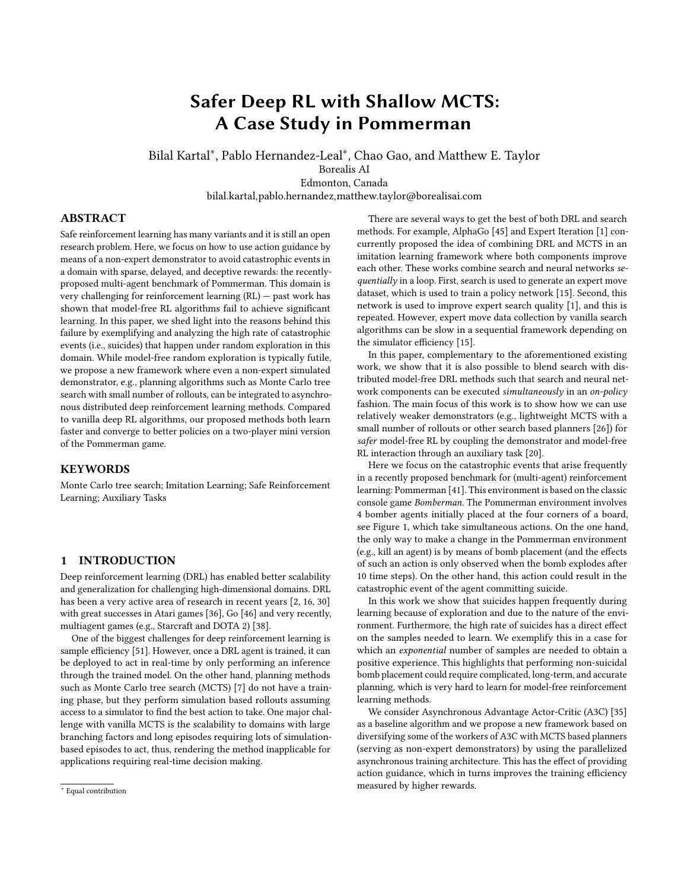# Safer Deep RL with Shallow MCTS: A Case Study in Pommerman

Bilal Kartal*, Pablo Hernandez-Leal*, Chao Gao, and Matthew E. Taylor
Borealis AI
Edmonton, Canada
bilal.kartal,pablo.hernandez,matthew.taylor@borealisai.com

## ABSTRACT

Safe reinforcement learning has many variants and it is still an open research problem. Here, we focus on how to use action guidance by means of a non-expert demonstrator to avoid catastrophic events in a domain with sparse, delayed, and deceptive rewards: the recently-proposed multi-agent benchmark of Pommerman. This domain is very challenging for reinforcement learning (RL) — past work has shown that model-free RL algorithms fail to achieve significant learning. In this paper, we shed light into the reasons behind this failure by exemplifying and analyzing the high rate of catastrophic events (i.e., suicides) that happen under random exploration in this domain. While model-free random exploration is typically futile, we propose a new framework where even a non-expert simulated demonstrator, e.g., planning algorithms such as Monte Carlo tree search with small number of rollouts, can be integrated to asynchronous distributed deep reinforcement learning methods. Compared to vanilla deep RL algorithms, our proposed methods both learn faster and converge to better policies on a two-player mini version of the Pommerman game.

## KEYWORDS

Monte Carlo tree search; Imitation Learning; Safe Reinforcement Learning; Auxiliary Tasks

## 1 INTRODUCTION

Deep reinforcement learning (DRL) has enabled better scalability and generalization for challenging high-dimensional domains. DRL has been a very active area of research in recent years [2, 16, 30] with great successes in Atari games [36], Go [46] and very recently, multiagent games (e.g., Starcraft and DOTA 2) [38].

One of the biggest challenges for deep reinforcement learning is sample efficiency [51]. However, once a DRL agent is trained, it can be deployed to act in real-time by only performing an inference through the trained model. On the other hand, planning methods such as Monte Carlo tree search (MCTS) [7] do not have a training phase, but they perform simulation based rollouts assuming access to a simulator to find the best action to take. One major challenge with vanilla MCTS is the scalability to domains with large branching factors and long episodes requiring lots of simulation-based episodes to act, thus, rendering the method inapplicable for applications requiring real-time decision making.

There are several ways to get the best of both DRL and search methods. For example, AlphaGo [45] and Expert Iteration [1] concurrently proposed the idea of combining DRL and MCTS in an imitation learning framework where both components improve each other. These works combine search and neural networks *sequentially* in a loop. First, search is used to generate an expert move dataset, which is used to train a policy network [15]. Second, this network is used to improve expert search quality [1], and this is repeated. However, expert move data collection by vanilla search algorithms can be slow in a sequential framework depending on the simulator efficiency [15].

In this paper, complementary to the aforementioned existing work, we show that it is also possible to blend search with distributed model-free DRL methods such that search and neural network components can be executed *simultaneously* in an *on-policy* fashion. The main focus of this work is to show how we can use relatively weaker demonstrators (e.g., lightweight MCTS with a small number of rollouts or other search based planners [26]) for *safer* model-free RL by coupling the demonstrator and model-free RL interaction through an auxiliary task [20].

Here we focus on the catastrophic events that arise frequently in a recently proposed benchmark for (multi-agent) reinforcement learning: Pommerman [41]. This environment is based on the classic console game *Bomberman*. The Pommerman environment involves 4 bomber agents initially placed at the four corners of a board, see Figure 1, which take simultaneous actions. On the one hand, the only way to make a change in the Pommerman environment (e.g., kill an agent) is by means of bomb placement (and the effects of such an action is only observed when the bomb explodes after 10 time steps). On the other hand, this action could result in the catastrophic event of the agent committing suicide.

In this work we show that suicides happen frequently during learning because of exploration and due to the nature of the environment. Furthermore, the high rate of suicides has a direct effect on the samples needed to learn. We exemplify this in a case for which an *exponential* number of samples are needed to obtain a positive experience. This highlights that performing non-suicidal bomb placement could require complicated, long-term, and accurate planning, which is very hard to learn for model-free reinforcement learning methods.

We consider Asynchronous Advantage Actor-Critic (A3C) [35] as a baseline algorithm and we propose a new framework based on diversifying some of the workers of A3C with MCTS based planners (serving as non-expert demonstrators) by using the parallelized asynchronous training architecture. This has the effect of providing action guidance, which in turns improves the training efficiency measured by higher rewards.

* Equal contribution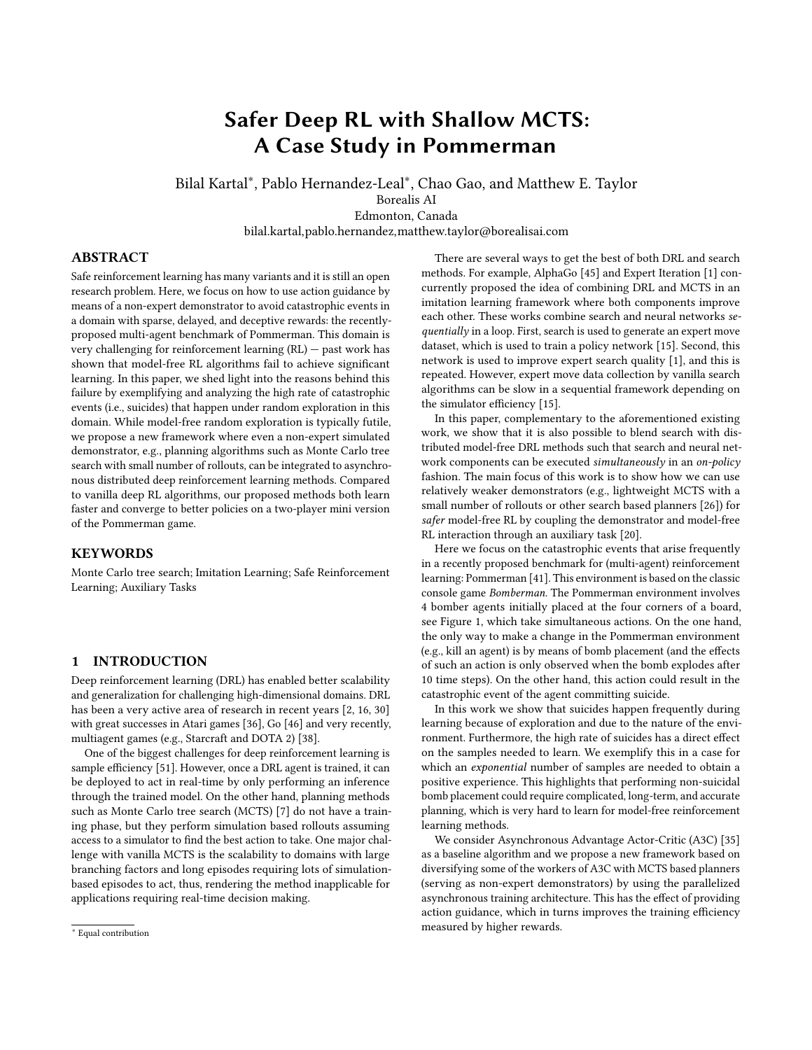# Safer Deep RL with Shallow MCTS: A Case Study in Pommerman

Bilal Kartal*, Pablo Hernandez-Leal*, Chao Gao, and Matthew E. Taylor
Borealis AI
Edmonton, Canada
bilal.kartal,pablo.hernandez,matthew.taylor@borealisai.com

## ABSTRACT

Safe reinforcement learning has many variants and it is still an open research problem. Here, we focus on how to use action guidance by means of a non-expert demonstrator to avoid catastrophic events in a domain with sparse, delayed, and deceptive rewards: the recently-proposed multi-agent benchmark of Pommerman. This domain is very challenging for reinforcement learning (RL) — past work has shown that model-free RL algorithms fail to achieve significant learning. In this paper, we shed light into the reasons behind this failure by exemplifying and analyzing the high rate of catastrophic events (i.e., suicides) that happen under random exploration in this domain. While model-free random exploration is typically futile, we propose a new framework where even a non-expert simulated demonstrator, e.g., planning algorithms such as Monte Carlo tree search with small number of rollouts, can be integrated to asynchronous distributed deep reinforcement learning methods. Compared to vanilla deep RL algorithms, our proposed methods both learn faster and converge to better policies on a two-player mini version of the Pommerman game.

## KEYWORDS

Monte Carlo tree search; Imitation Learning; Safe Reinforcement Learning; Auxiliary Tasks

## 1 INTRODUCTION

Deep reinforcement learning (DRL) has enabled better scalability and generalization for challenging high-dimensional domains. DRL has been a very active area of research in recent years [2, 16, 30] with great successes in Atari games [36], Go [46] and very recently, multiagent games (e.g., Starcraft and DOTA 2) [38].

One of the biggest challenges for deep reinforcement learning is sample efficiency [51]. However, once a DRL agent is trained, it can be deployed to act in real-time by only performing an inference through the trained model. On the other hand, planning methods such as Monte Carlo tree search (MCTS) [7] do not have a training phase, but they perform simulation based rollouts assuming access to a simulator to find the best action to take. One major challenge with vanilla MCTS is the scalability to domains with large branching factors and long episodes requiring lots of simulation-based episodes to act, thus, rendering the method inapplicable for applications requiring real-time decision making.

There are several ways to get the best of both DRL and search methods. For example, AlphaGo [45] and Expert Iteration [1] concurrently proposed the idea of combining DRL and MCTS in an imitation learning framework where both components improve each other. These works combine search and neural networks *sequentially* in a loop. First, search is used to generate an expert move dataset, which is used to train a policy network [15]. Second, this network is used to improve expert search quality [1], and this is repeated. However, expert move data collection by vanilla search algorithms can be slow in a sequential framework depending on the simulator efficiency [15].

In this paper, complementary to the aforementioned existing work, we show that it is also possible to blend search with distributed model-free DRL methods such that search and neural network components can be executed *simultaneously* in an *on-policy* fashion. The main focus of this work is to show how we can use relatively weaker demonstrators (e.g., lightweight MCTS with a small number of rollouts or other search based planners [26]) for *safer* model-free RL by coupling the demonstrator and model-free RL interaction through an auxiliary task [20].

Here we focus on the catastrophic events that arise frequently in a recently proposed benchmark for (multi-agent) reinforcement learning: Pommerman [41]. This environment is based on the classic console game *Bomberman*. The Pommerman environment involves 4 bomber agents initially placed at the four corners of a board, see Figure 1, which take simultaneous actions. On the one hand, the only way to make a change in the Pommerman environment (e.g., kill an agent) is by means of bomb placement (and the effects of such an action is only observed when the bomb explodes after 10 time steps). On the other hand, this action could result in the catastrophic event of the agent committing suicide.

In this work we show that suicides happen frequently during learning because of exploration and due to the nature of the environment. Furthermore, the high rate of suicides has a direct effect on the samples needed to learn. We exemplify this in a case for which an *exponential* number of samples are needed to obtain a positive experience. This highlights that performing non-suicidal bomb placement could require complicated, long-term, and accurate planning, which is very hard to learn for model-free reinforcement learning methods.

We consider Asynchronous Advantage Actor-Critic (A3C) [35] as a baseline algorithm and we propose a new framework based on diversifying some of the workers of A3C with MCTS based planners (serving as non-expert demonstrators) by using the parallelized asynchronous training architecture. This has the effect of providing action guidance, which in turns improves the training efficiency measured by higher rewards.

* Equal contribution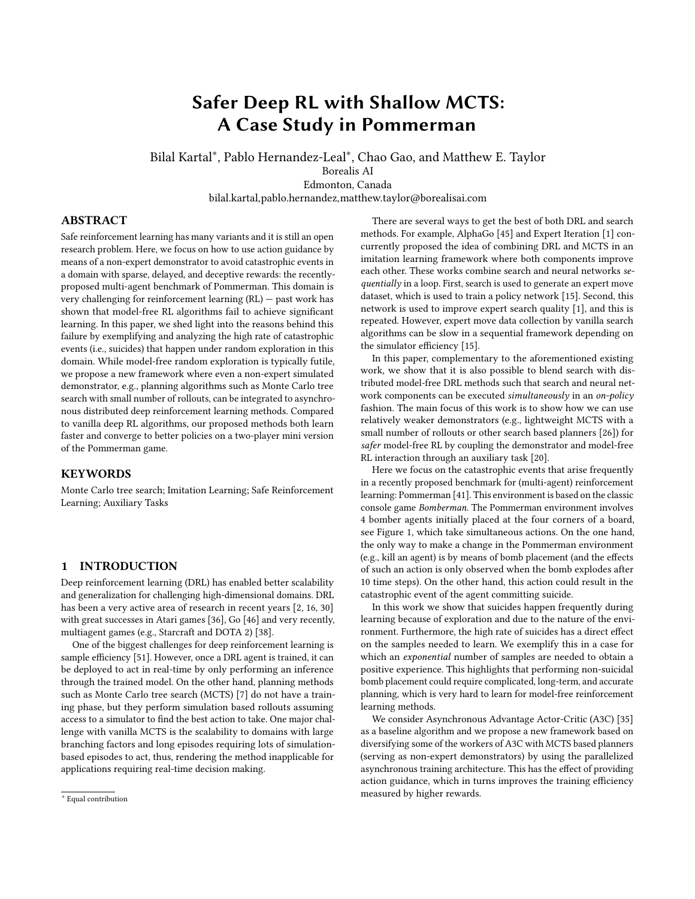# Safer Deep RL with Shallow MCTS: A Case Study in Pommerman

Bilal Kartal*, Pablo Hernandez-Leal*, Chao Gao, and Matthew E. Taylor
Borealis AI
Edmonton, Canada
bilal.kartal,pablo.hernandez,matthew.taylor@borealisai.com

## ABSTRACT

Safe reinforcement learning has many variants and it is still an open research problem. Here, we focus on how to use action guidance by means of a non-expert demonstrator to avoid catastrophic events in a domain with sparse, delayed, and deceptive rewards: the recently-proposed multi-agent benchmark of Pommerman. This domain is very challenging for reinforcement learning (RL) — past work has shown that model-free RL algorithms fail to achieve significant learning. In this paper, we shed light into the reasons behind this failure by exemplifying and analyzing the high rate of catastrophic events (i.e., suicides) that happen under random exploration in this domain. While model-free random exploration is typically futile, we propose a new framework where even a non-expert simulated demonstrator, e.g., planning algorithms such as Monte Carlo tree search with small number of rollouts, can be integrated to asynchronous distributed deep reinforcement learning methods. Compared to vanilla deep RL algorithms, our proposed methods both learn faster and converge to better policies on a two-player mini version of the Pommerman game.

## KEYWORDS

Monte Carlo tree search; Imitation Learning; Safe Reinforcement Learning; Auxiliary Tasks

## 1 INTRODUCTION

Deep reinforcement learning (DRL) has enabled better scalability and generalization for challenging high-dimensional domains. DRL has been a very active area of research in recent years [2, 16, 30] with great successes in Atari games [36], Go [46] and very recently, multiagent games (e.g., Starcraft and DOTA 2) [38].

One of the biggest challenges for deep reinforcement learning is sample efficiency [51]. However, once a DRL agent is trained, it can be deployed to act in real-time by only performing an inference through the trained model. On the other hand, planning methods such as Monte Carlo tree search (MCTS) [7] do not have a training phase, but they perform simulation based rollouts assuming access to a simulator to find the best action to take. One major challenge with vanilla MCTS is the scalability to domains with large branching factors and long episodes requiring lots of simulation-based episodes to act, thus, rendering the method inapplicable for applications requiring real-time decision making.

There are several ways to get the best of both DRL and search methods. For example, AlphaGo [45] and Expert Iteration [1] concurrently proposed the idea of combining DRL and MCTS in an imitation learning framework where both components improve each other. These works combine search and neural networks *sequentially* in a loop. First, search is used to generate an expert move dataset, which is used to train a policy network [15]. Second, this network is used to improve expert search quality [1], and this is repeated. However, expert move data collection by vanilla search algorithms can be slow in a sequential framework depending on the simulator efficiency [15].

In this paper, complementary to the aforementioned existing work, we show that it is also possible to blend search with distributed model-free DRL methods such that search and neural network components can be executed *simultaneously* in an *on-policy* fashion. The main focus of this work is to show how we can use relatively weaker demonstrators (e.g., lightweight MCTS with a small number of rollouts or other search based planners [26]) for *safer* model-free RL by coupling the demonstrator and model-free RL interaction through an auxiliary task [20].

Here we focus on the catastrophic events that arise frequently in a recently proposed benchmark for (multi-agent) reinforcement learning: Pommerman [41]. This environment is based on the classic console game *Bomberman*. The Pommerman environment involves 4 bomber agents initially placed at the four corners of a board, see Figure 1, which take simultaneous actions. On the one hand, the only way to make a change in the Pommerman environment (e.g., kill an agent) is by means of bomb placement (and the effects of such an action is only observed when the bomb explodes after 10 time steps). On the other hand, this action could result in the catastrophic event of the agent committing suicide.

In this work we show that suicides happen frequently during learning because of exploration and due to the nature of the environment. Furthermore, the high rate of suicides has a direct effect on the samples needed to learn. We exemplify this in a case for which an *exponential* number of samples are needed to obtain a positive experience. This highlights that performing non-suicidal bomb placement could require complicated, long-term, and accurate planning, which is very hard to learn for model-free reinforcement learning methods.

We consider Asynchronous Advantage Actor-Critic (A3C) [35] as a baseline algorithm and we propose a new framework based on diversifying some of the workers of A3C with MCTS based planners (serving as non-expert demonstrators) by using the parallelized asynchronous training architecture. This has the effect of providing action guidance, which in turns improves the training efficiency measured by higher rewards.

* Equal contribution